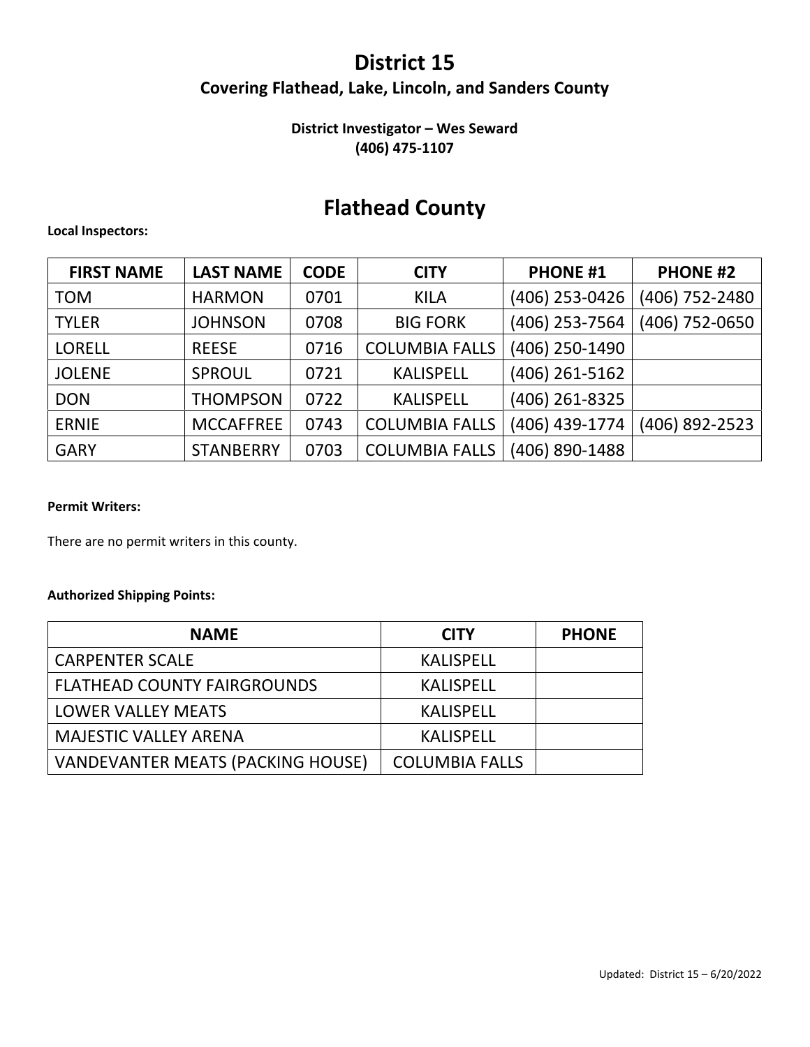# District 15

## Covering Flathead, Lake, Lincoln, and Sanders County

**District Investigator – Wes Seward**
**(406) 475-1107**

## Flathead County

**Local Inspectors:**

| FIRST NAME | LAST NAME | CODE | CITY | PHONE #1 | PHONE #2 |
|---|---|---|---|---|---|
| TOM | HARMON | 0701 | KILA | (406) 253-0426 | (406) 752-2480 |
| TYLER | JOHNSON | 0708 | BIG FORK | (406) 253-7564 | (406) 752-0650 |
| LORELL | REESE | 0716 | COLUMBIA FALLS | (406) 250-1490 | |
| JOLENE | SPROUL | 0721 | KALISPELL | (406) 261-5162 | |
| DON | THOMPSON | 0722 | KALISPELL | (406) 261-8325 | |
| ERNIE | MCCAFFREE | 0743 | COLUMBIA FALLS | (406) 439-1774 | (406) 892-2523 |
| GARY | STANBERRY | 0703 | COLUMBIA FALLS | (406) 890-1488 | |

**Permit Writers:**

There are no permit writers in this county.

**Authorized Shipping Points:**

| NAME | CITY | PHONE |
|---|---|---|
| CARPENTER SCALE | KALISPELL | |
| FLATHEAD COUNTY FAIRGROUNDS | KALISPELL | |
| LOWER VALLEY MEATS | KALISPELL | |
| MAJESTIC VALLEY ARENA | KALISPELL | |
| VANDEVANTER MEATS (PACKING HOUSE) | COLUMBIA FALLS | |

Updated: District 15 – 6/20/2022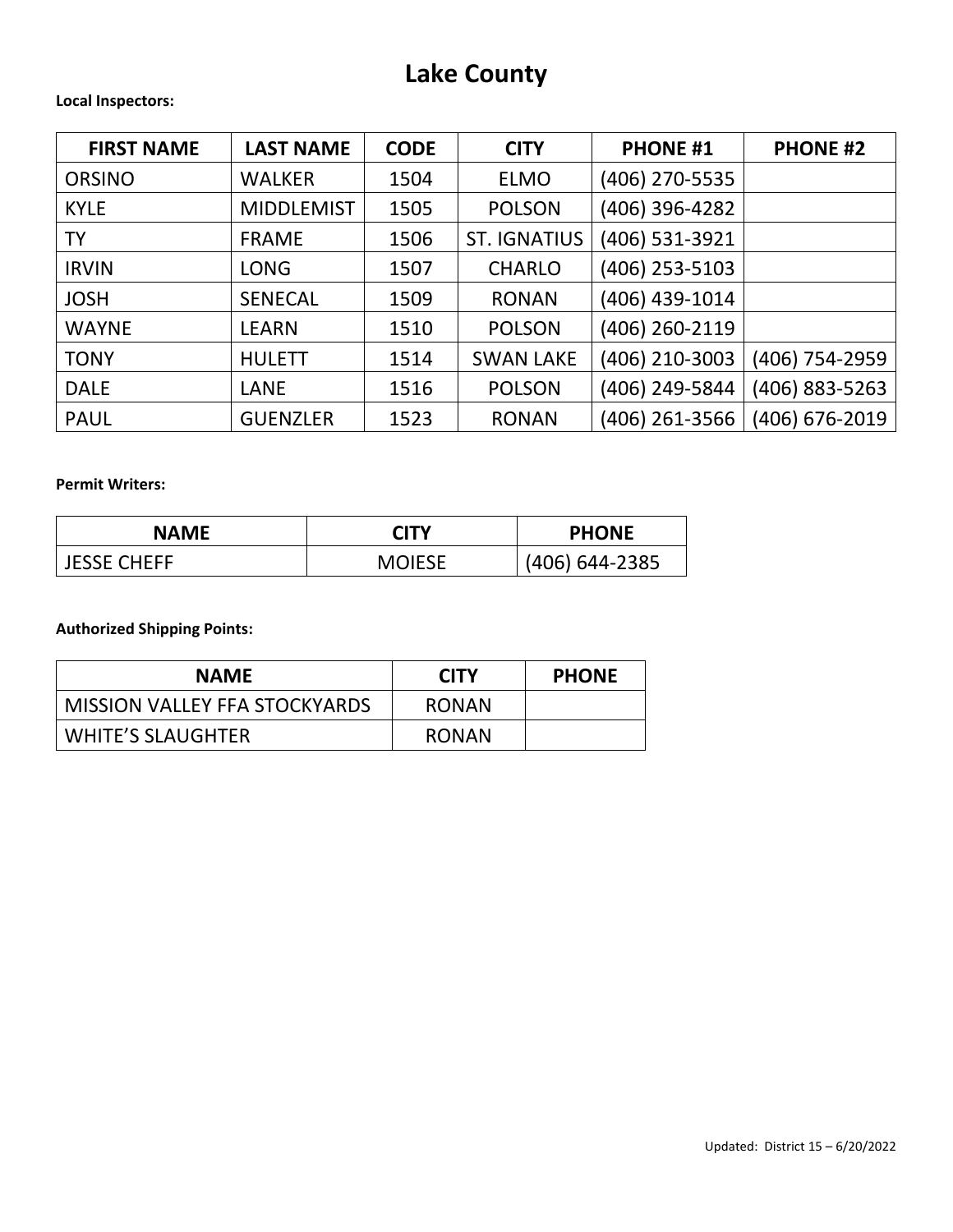# Lake County

**Local Inspectors:**

| FIRST NAME | LAST NAME | CODE | CITY | PHONE #1 | PHONE #2 |
|---|---|---|---|---|---|
| ORSINO | WALKER | 1504 | ELMO | (406) 270-5535 | |
| KYLE | MIDDLEMIST | 1505 | POLSON | (406) 396-4282 | |
| TY | FRAME | 1506 | ST. IGNATIUS | (406) 531-3921 | |
| IRVIN | LONG | 1507 | CHARLO | (406) 253-5103 | |
| JOSH | SENECAL | 1509 | RONAN | (406) 439-1014 | |
| WAYNE | LEARN | 1510 | POLSON | (406) 260-2119 | |
| TONY | HULETT | 1514 | SWAN LAKE | (406) 210-3003 | (406) 754-2959 |
| DALE | LANE | 1516 | POLSON | (406) 249-5844 | (406) 883-5263 |
| PAUL | GUENZLER | 1523 | RONAN | (406) 261-3566 | (406) 676-2019 |

**Permit Writers:**

| NAME | CITY | PHONE |
|---|---|---|
| JESSE CHEFF | MOIESE | (406) 644-2385 |

**Authorized Shipping Points:**

| NAME | CITY | PHONE |
|---|---|---|
| MISSION VALLEY FFA STOCKYARDS | RONAN | |
| WHITE'S SLAUGHTER | RONAN | |

Updated: District 15 – 6/20/2022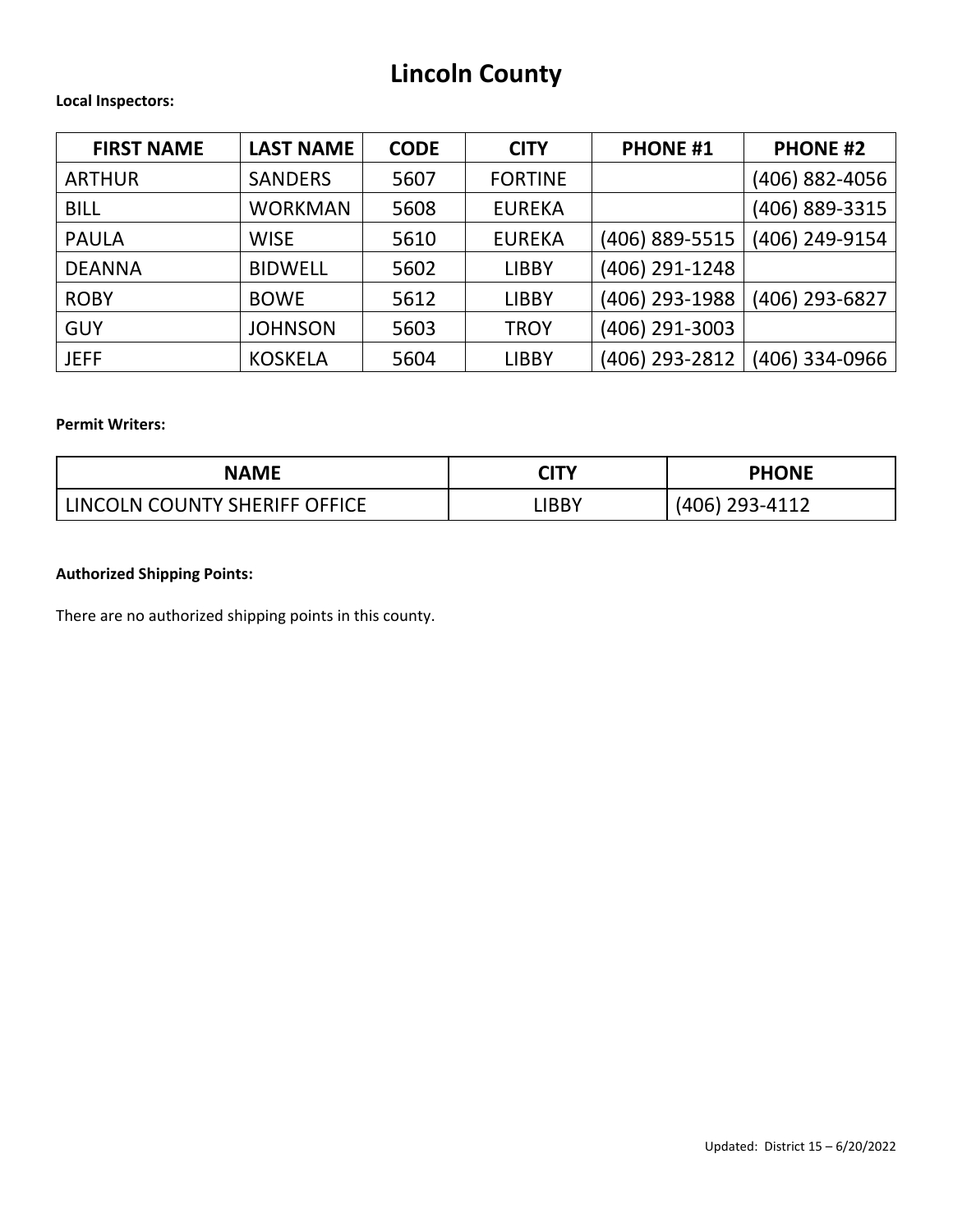# Lincoln County

**Local Inspectors:**

| FIRST NAME | LAST NAME | CODE | CITY | PHONE #1 | PHONE #2 |
|---|---|---|---|---|---|
| ARTHUR | SANDERS | 5607 | FORTINE | | (406) 882-4056 |
| BILL | WORKMAN | 5608 | EUREKA | | (406) 889-3315 |
| PAULA | WISE | 5610 | EUREKA | (406) 889-5515 | (406) 249-9154 |
| DEANNA | BIDWELL | 5602 | LIBBY | (406) 291-1248 | |
| ROBY | BOWE | 5612 | LIBBY | (406) 293-1988 | (406) 293-6827 |
| GUY | JOHNSON | 5603 | TROY | (406) 291-3003 | |
| JEFF | KOSKELA | 5604 | LIBBY | (406) 293-2812 | (406) 334-0966 |

**Permit Writers:**

| NAME | CITY | PHONE |
|---|---|---|
| LINCOLN COUNTY SHERIFF OFFICE | LIBBY | (406) 293-4112 |

**Authorized Shipping Points:**

There are no authorized shipping points in this county.

Updated: District 15 – 6/20/2022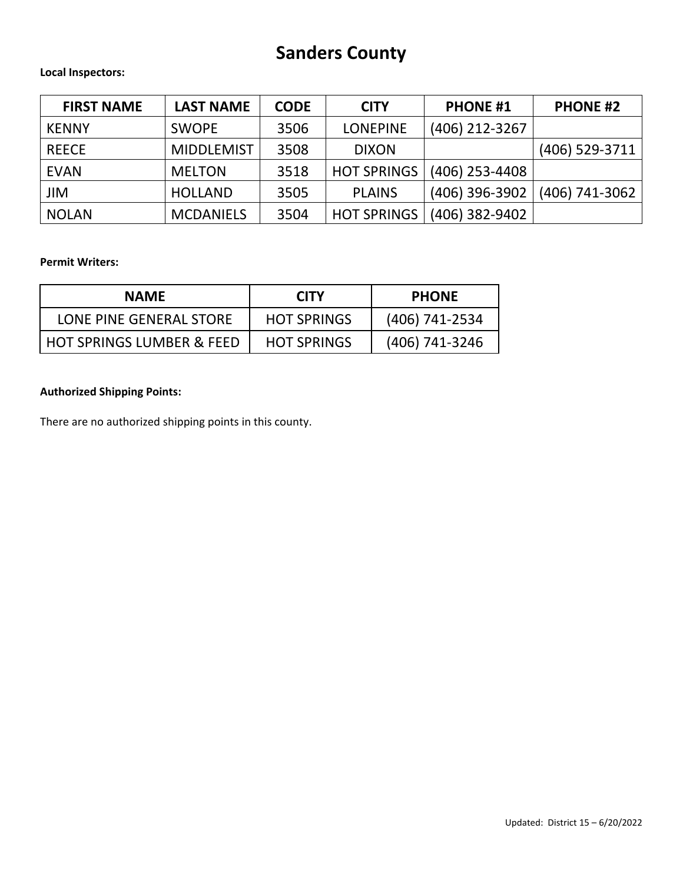# Sanders County

**Local Inspectors:**

| FIRST NAME | LAST NAME | CODE | CITY | PHONE #1 | PHONE #2 |
|---|---|---|---|---|---|
| KENNY | SWOPE | 3506 | LONEPINE | (406) 212-3267 | |
| REECE | MIDDLEMIST | 3508 | DIXON | | (406) 529-3711 |
| EVAN | MELTON | 3518 | HOT SPRINGS | (406) 253-4408 | |
| JIM | HOLLAND | 3505 | PLAINS | (406) 396-3902 | (406) 741-3062 |
| NOLAN | MCDANIELS | 3504 | HOT SPRINGS | (406) 382-9402 | |

**Permit Writers:**

| NAME | CITY | PHONE |
|---|---|---|
| LONE PINE GENERAL STORE | HOT SPRINGS | (406) 741-2534 |
| HOT SPRINGS LUMBER & FEED | HOT SPRINGS | (406) 741-3246 |

**Authorized Shipping Points:**

There are no authorized shipping points in this county.

Updated: District 15 – 6/20/2022